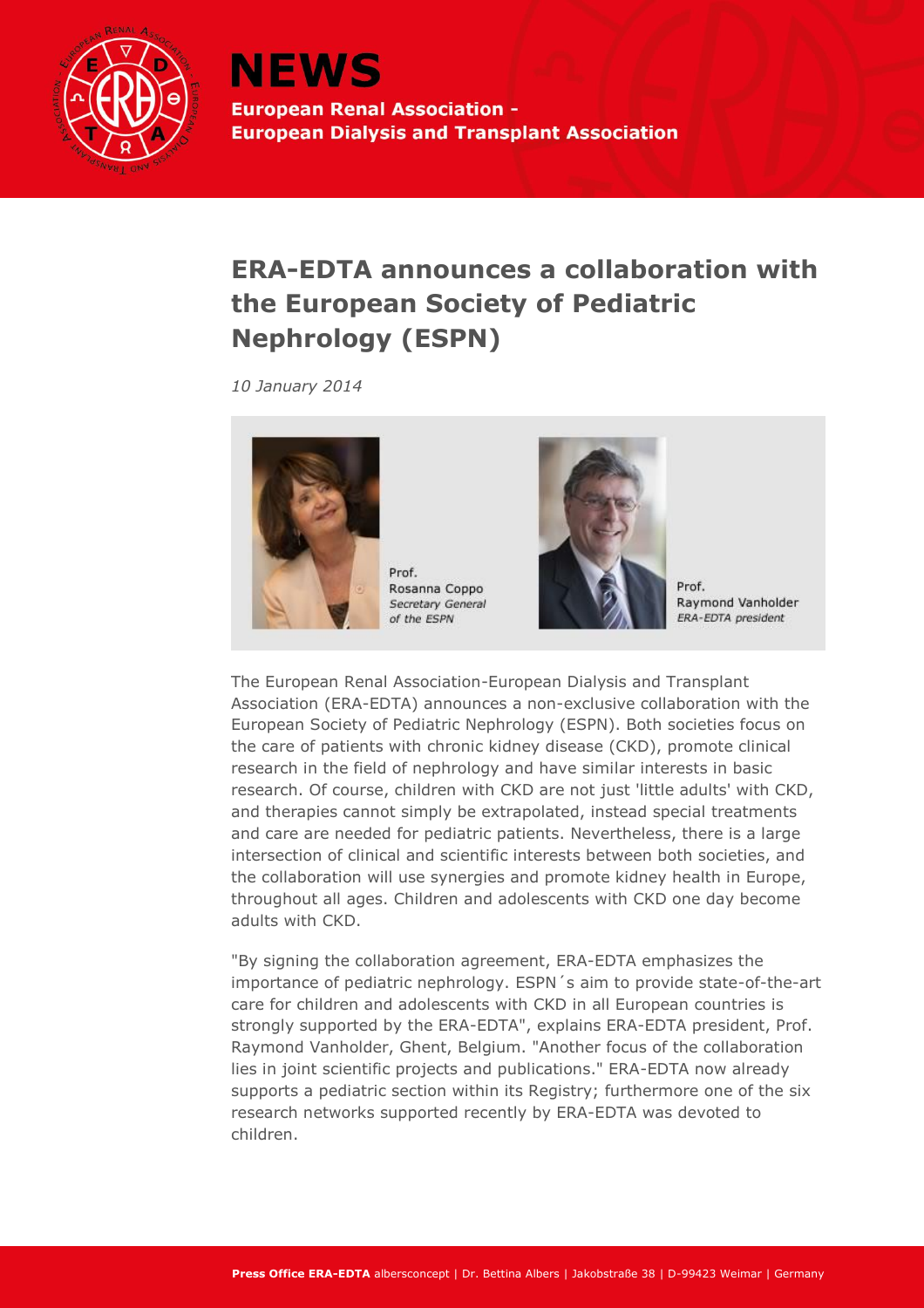# NEWS

**European Renal Association - European Dialysis and Transplant Association**

## ERA-EDTA announces a collaboration with the European Society of Pediatric Nephrology (ESPN)

*10 January 2014*

Prof. Rosanna Coppo
*Secretary General of the ESPN*

Prof. Raymond Vanholder
*ERA-EDTA president*

The European Renal Association-European Dialysis and Transplant Association (ERA-EDTA) announces a non-exclusive collaboration with the European Society of Pediatric Nephrology (ESPN). Both societies focus on the care of patients with chronic kidney disease (CKD), promote clinical research in the field of nephrology and have similar interests in basic research. Of course, children with CKD are not just 'little adults' with CKD, and therapies cannot simply be extrapolated, instead special treatments and care are needed for pediatric patients. Nevertheless, there is a large intersection of clinical and scientific interests between both societies, and the collaboration will use synergies and promote kidney health in Europe, throughout all ages. Children and adolescents with CKD one day become adults with CKD.

"By signing the collaboration agreement, ERA-EDTA emphasizes the importance of pediatric nephrology. ESPN´s aim to provide state-of-the-art care for children and adolescents with CKD in all European countries is strongly supported by the ERA-EDTA", explains ERA-EDTA president, Prof. Raymond Vanholder, Ghent, Belgium. "Another focus of the collaboration lies in joint scientific projects and publications." ERA-EDTA now already supports a pediatric section within its Registry; furthermore one of the six research networks supported recently by ERA-EDTA was devoted to children.

**Press Office ERA-EDTA** albersconcept | Dr. Bettina Albers | Jakobstraße 38 | D-99423 Weimar | Germany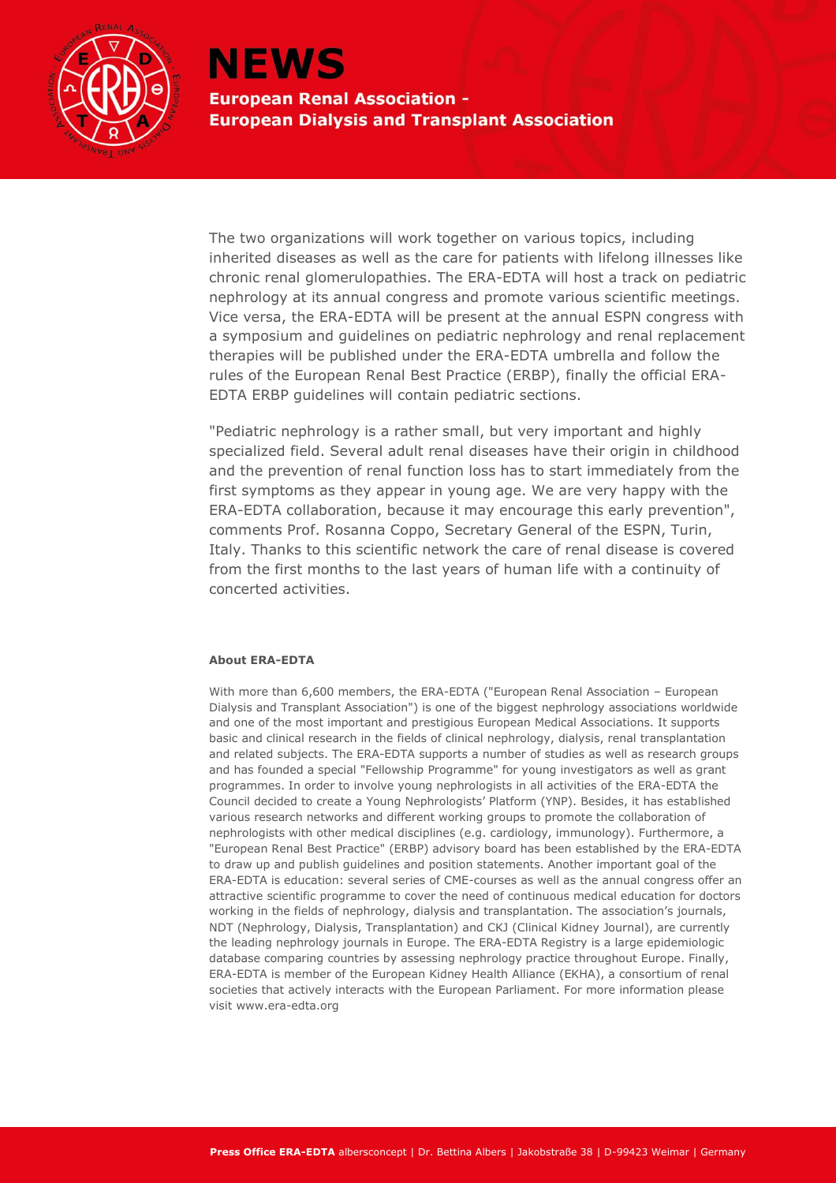The two organizations will work together on various topics, including inherited diseases as well as the care for patients with lifelong illnesses like chronic renal glomerulopathies. The ERA-EDTA will host a track on pediatric nephrology at its annual congress and promote various scientific meetings. Vice versa, the ERA-EDTA will be present at the annual ESPN congress with a symposium and guidelines on pediatric nephrology and renal replacement therapies will be published under the ERA-EDTA umbrella and follow the rules of the European Renal Best Practice (ERBP), finally the official ERA-EDTA ERBP guidelines will contain pediatric sections.

"Pediatric nephrology is a rather small, but very important and highly specialized field. Several adult renal diseases have their origin in childhood and the prevention of renal function loss has to start immediately from the first symptoms as they appear in young age. We are very happy with the ERA-EDTA collaboration, because it may encourage this early prevention", comments Prof. Rosanna Coppo, Secretary General of the ESPN, Turin, Italy. Thanks to this scientific network the care of renal disease is covered from the first months to the last years of human life with a continuity of concerted activities.

**About ERA-EDTA**

With more than 6,600 members, the ERA-EDTA ("European Renal Association – European Dialysis and Transplant Association") is one of the biggest nephrology associations worldwide and one of the most important and prestigious European Medical Associations. It supports basic and clinical research in the fields of clinical nephrology, dialysis, renal transplantation and related subjects. The ERA-EDTA supports a number of studies as well as research groups and has founded a special "Fellowship Programme" for young investigators as well as grant programmes. In order to involve young nephrologists in all activities of the ERA-EDTA the Council decided to create a Young Nephrologists' Platform (YNP). Besides, it has established various research networks and different working groups to promote the collaboration of nephrologists with other medical disciplines (e.g. cardiology, immunology). Furthermore, a "European Renal Best Practice" (ERBP) advisory board has been established by the ERA-EDTA to draw up and publish guidelines and position statements. Another important goal of the ERA-EDTA is education: several series of CME-courses as well as the annual congress offer an attractive scientific programme to cover the need of continuous medical education for doctors working in the fields of nephrology, dialysis and transplantation. The association's journals, NDT (Nephrology, Dialysis, Transplantation) and CKJ (Clinical Kidney Journal), are currently the leading nephrology journals in Europe. The ERA-EDTA Registry is a large epidemiologic database comparing countries by assessing nephrology practice throughout Europe. Finally, ERA-EDTA is member of the European Kidney Health Alliance (EKHA), a consortium of renal societies that actively interacts with the European Parliament. For more information please visit www.era-edta.org